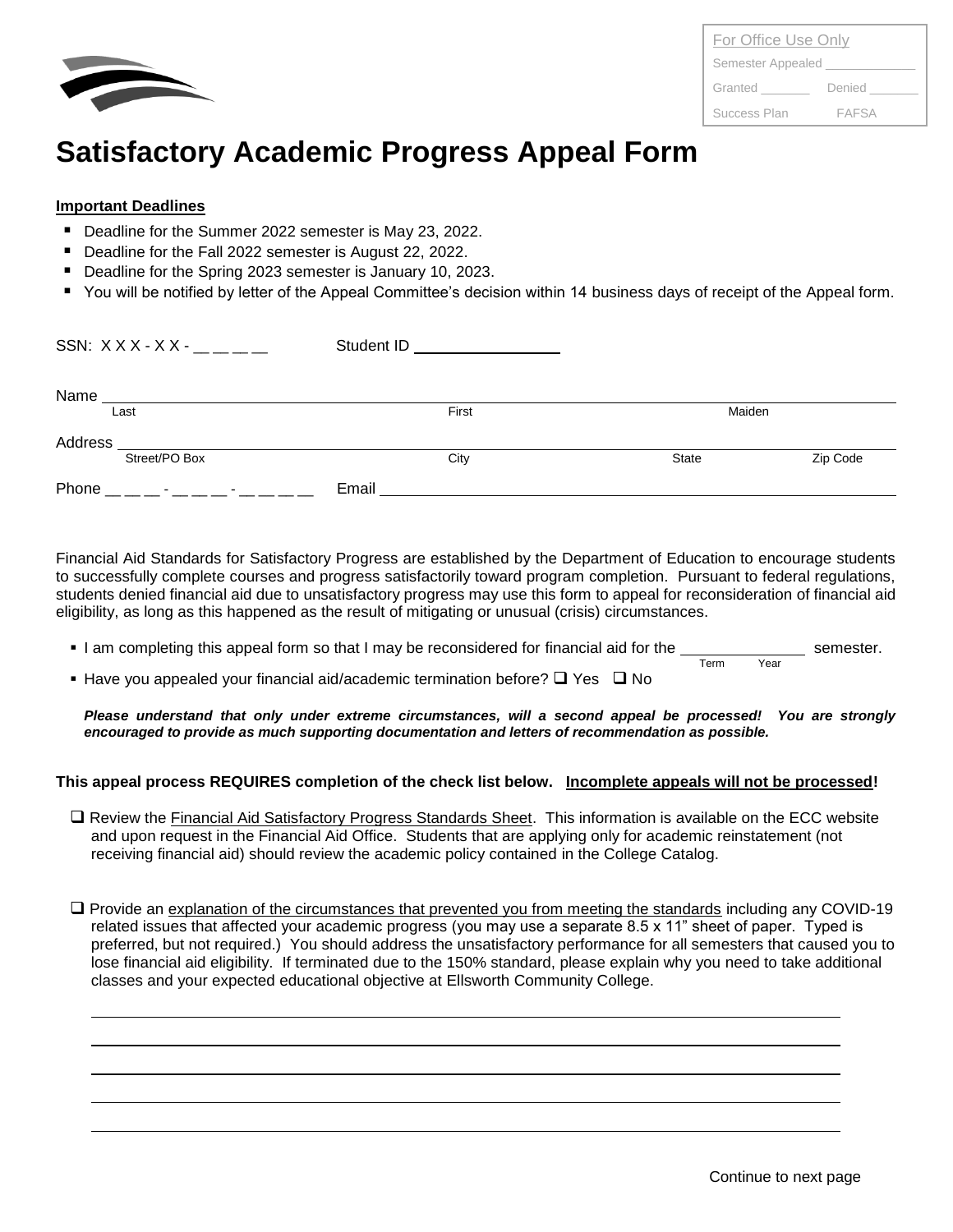For Office Use Only

Semester Appealed ____________

Granted _______ Denied _______

Success Plan FAFSA

# Satisfactory Academic Progress Appeal Form

**Important Deadlines**

- Deadline for the Summer 2022 semester is May 23, 2022.
- Deadline for the Fall 2022 semester is August 22, 2022.
- Deadline for the Spring 2023 semester is January 10, 2023.
- You will be notified by letter of the Appeal Committee's decision within 14 business days of receipt of the Appeal form.

SSN: X X X - X X - __ __ __ __ Student ID ________________

Name ______________________________________________________________
Last First Maiden

Address ____________________________________________________________
Street/PO Box City State Zip Code

Phone __ __ __ - __ __ __ - __ __ __ __ Email ______________________________

Financial Aid Standards for Satisfactory Progress are established by the Department of Education to encourage students to successfully complete courses and progress satisfactorily toward program completion. Pursuant to federal regulations, students denied financial aid due to unsatisfactory progress may use this form to appeal for reconsideration of financial aid eligibility, as long as this happened as the result of mitigating or unusual (crisis) circumstances.

- I am completing this appeal form so that I may be reconsidered for financial aid for the ______________ semester.
  Term Year
- Have you appealed your financial aid/academic termination before? ❑ Yes ❑ No

***Please understand that only under extreme circumstances, will a second appeal be processed! You are strongly encouraged to provide as much supporting documentation and letters of recommendation as possible.***

**This appeal process REQUIRES completion of the check list below. Incomplete appeals will not be processed!**

❑ Review the Financial Aid Satisfactory Progress Standards Sheet. This information is available on the ECC website and upon request in the Financial Aid Office. Students that are applying only for academic reinstatement (not receiving financial aid) should review the academic policy contained in the College Catalog.

❑ Provide an explanation of the circumstances that prevented you from meeting the standards including any COVID-19 related issues that affected your academic progress (you may use a separate 8.5 x 11" sheet of paper. Typed is preferred, but not required.) You should address the unsatisfactory performance for all semesters that caused you to lose financial aid eligibility. If terminated due to the 150% standard, please explain why you need to take additional classes and your expected educational objective at Ellsworth Community College.

______________________________________________________________

______________________________________________________________

______________________________________________________________

______________________________________________________________

______________________________________________________________

Continue to next page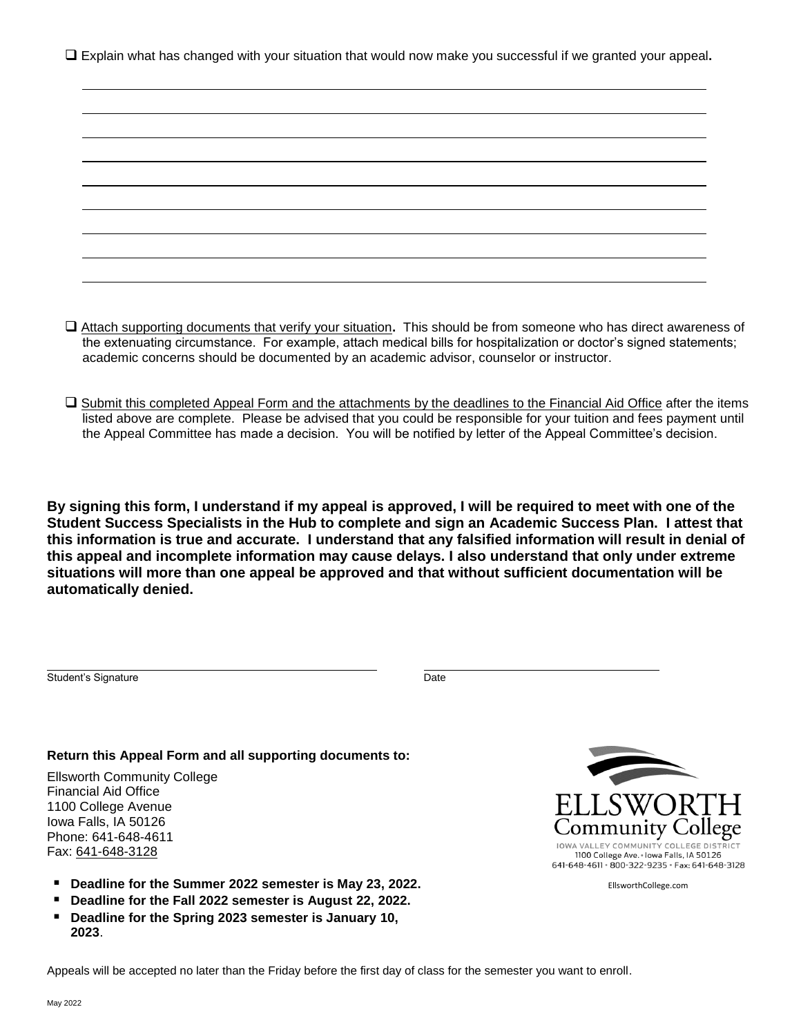- [ ] Explain what has changed with your situation that would now make you successful if we granted your appeal**.**

\_\_\_\_\_\_\_\_\_\_\_\_\_\_\_\_\_\_\_\_\_\_\_\_\_\_\_\_\_\_\_\_\_\_\_\_\_\_\_\_\_\_\_\_\_\_\_\_\_\_\_\_\_\_\_\_\_\_\_\_\_\_\_\_\_\_\_\_\_\_\_\_\_\_\_\_

\_\_\_\_\_\_\_\_\_\_\_\_\_\_\_\_\_\_\_\_\_\_\_\_\_\_\_\_\_\_\_\_\_\_\_\_\_\_\_\_\_\_\_\_\_\_\_\_\_\_\_\_\_\_\_\_\_\_\_\_\_\_\_\_\_\_\_\_\_\_\_\_\_\_\_\_

\_\_\_\_\_\_\_\_\_\_\_\_\_\_\_\_\_\_\_\_\_\_\_\_\_\_\_\_\_\_\_\_\_\_\_\_\_\_\_\_\_\_\_\_\_\_\_\_\_\_\_\_\_\_\_\_\_\_\_\_\_\_\_\_\_\_\_\_\_\_\_\_\_\_\_\_

\_\_\_\_\_\_\_\_\_\_\_\_\_\_\_\_\_\_\_\_\_\_\_\_\_\_\_\_\_\_\_\_\_\_\_\_\_\_\_\_\_\_\_\_\_\_\_\_\_\_\_\_\_\_\_\_\_\_\_\_\_\_\_\_\_\_\_\_\_\_\_\_\_\_\_\_

\_\_\_\_\_\_\_\_\_\_\_\_\_\_\_\_\_\_\_\_\_\_\_\_\_\_\_\_\_\_\_\_\_\_\_\_\_\_\_\_\_\_\_\_\_\_\_\_\_\_\_\_\_\_\_\_\_\_\_\_\_\_\_\_\_\_\_\_\_\_\_\_\_\_\_\_

\_\_\_\_\_\_\_\_\_\_\_\_\_\_\_\_\_\_\_\_\_\_\_\_\_\_\_\_\_\_\_\_\_\_\_\_\_\_\_\_\_\_\_\_\_\_\_\_\_\_\_\_\_\_\_\_\_\_\_\_\_\_\_\_\_\_\_\_\_\_\_\_\_\_\_\_

\_\_\_\_\_\_\_\_\_\_\_\_\_\_\_\_\_\_\_\_\_\_\_\_\_\_\_\_\_\_\_\_\_\_\_\_\_\_\_\_\_\_\_\_\_\_\_\_\_\_\_\_\_\_\_\_\_\_\_\_\_\_\_\_\_\_\_\_\_\_\_\_\_\_\_\_

\_\_\_\_\_\_\_\_\_\_\_\_\_\_\_\_\_\_\_\_\_\_\_\_\_\_\_\_\_\_\_\_\_\_\_\_\_\_\_\_\_\_\_\_\_\_\_\_\_\_\_\_\_\_\_\_\_\_\_\_\_\_\_\_\_\_\_\_\_\_\_\_\_\_\_\_

\_\_\_\_\_\_\_\_\_\_\_\_\_\_\_\_\_\_\_\_\_\_\_\_\_\_\_\_\_\_\_\_\_\_\_\_\_\_\_\_\_\_\_\_\_\_\_\_\_\_\_\_\_\_\_\_\_\_\_\_\_\_\_\_\_\_\_\_\_\_\_\_\_\_\_\_

- [ ] Attach supporting documents that verify your situation**.** This should be from someone who has direct awareness of the extenuating circumstance. For example, attach medical bills for hospitalization or doctor's signed statements; academic concerns should be documented by an academic advisor, counselor or instructor.

- [ ] Submit this completed Appeal Form and the attachments by the deadlines to the Financial Aid Office after the items listed above are complete. Please be advised that you could be responsible for your tuition and fees payment until the Appeal Committee has made a decision. You will be notified by letter of the Appeal Committee's decision.

**By signing this form, I understand if my appeal is approved, I will be required to meet with one of the Student Success Specialists in the Hub to complete and sign an Academic Success Plan. I attest that this information is true and accurate. I understand that any falsified information will result in denial of this appeal and incomplete information may cause delays. I also understand that only under extreme situations will more than one appeal be approved and that without sufficient documentation will be automatically denied.**

\_\_\_\_\_\_\_\_\_\_\_\_\_\_\_\_\_\_\_\_\_\_\_\_\_\_\_\_\_\_\_\_\_\_\_\_\_\_\_\_\_\_ \_\_\_\_\_\_\_\_\_\_\_\_\_\_\_\_\_\_\_\_\_\_\_\_\_\_\_\_\_\_
Student's Signature Date

**Return this Appeal Form and all supporting documents to:**

Ellsworth Community College
Financial Aid Office
1100 College Avenue
Iowa Falls, IA 50126
Phone: 641-648-4611
Fax: 641-648-3128

ELLSWORTH Community College
IOWA VALLEY COMMUNITY COLLEGE DISTRICT
1100 College Ave. • Iowa Falls, IA 50126
641-648-4611 • 800-322-9235 • Fax: 641-648-3128

EllsworthCollege.com

- **Deadline for the Summer 2022 semester is May 23, 2022.**
- **Deadline for the Fall 2022 semester is August 22, 2022.**
- **Deadline for the Spring 2023 semester is January 10, 2023**.

Appeals will be accepted no later than the Friday before the first day of class for the semester you want to enroll.

May 2022